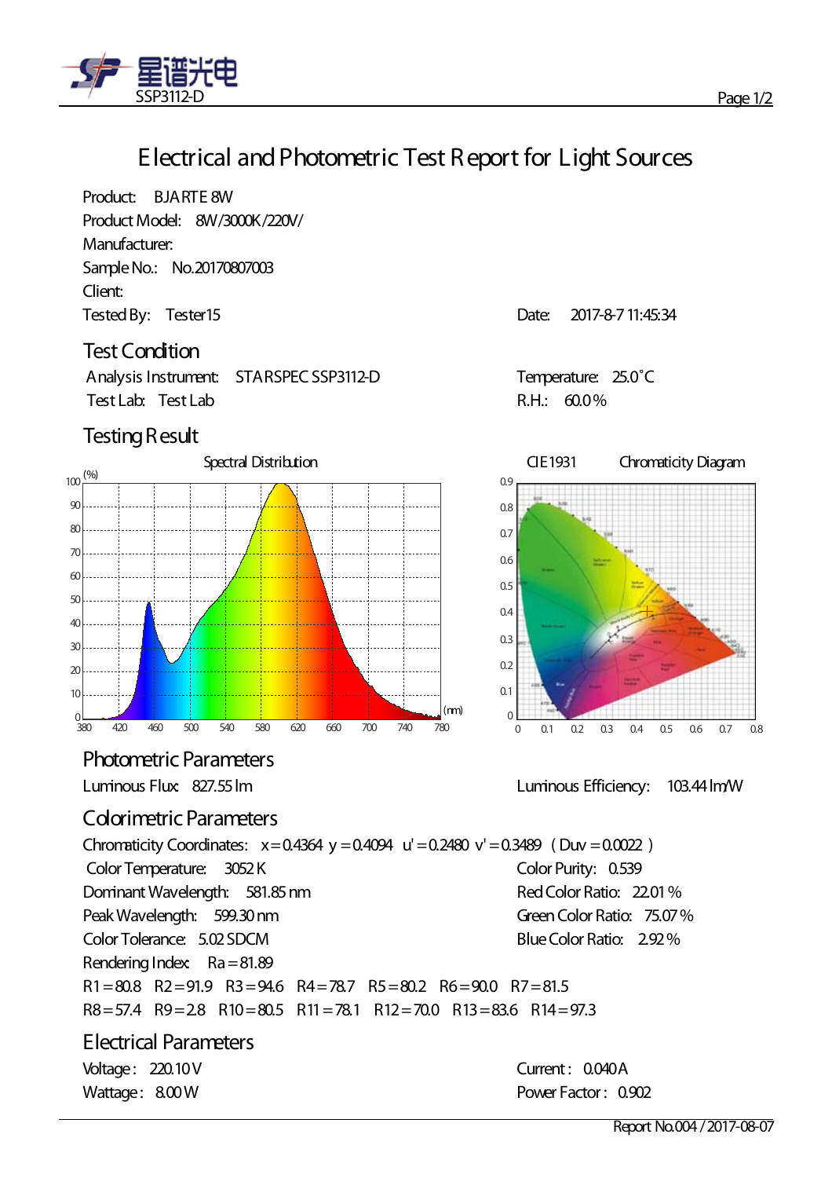星谱光电
SSP3112-D

# Electrical and Photometric Test Report for Light Sources

Product: BJARTE 8W
Product Model: 8W/3000K/220V/
Manufacturer:
Sample No.: No.20170807003
Client:
Tested By: Tester15

Date: 2017-8-7 11:45:34

## Test Condition

Analysis Instrument: STARSPEC SSP3112-D
Test Lab: Test Lab

Temperature: 25.0˚C
R.H.: 60.0%

## Testing Result

Spectral Distribution

CIE1931 Chromaticity Diagram

## Photometric Parameters

Luminous Flux: 827.55 lm

Luminous Efficiency: 103.44 lm/W

## Colorimetric Parameters

Chromaticity Coordinates: x=0.4364 y=0.4094 u'=0.2480 v'=0.3489 (Duv=0.0022)

Color Temperature: 3052 K

Color Purity: 0.539

Dominant Wavelength: 581.85 nm

Red Color Ratio: 22.01%

Peak Wavelength: 599.30 nm

Green Color Ratio: 75.07%

Color Tolerance: 5.02 SDCM

Blue Color Ratio: 2.92%

Rendering Index: Ra=81.89

R1=80.8 R2=91.9 R3=94.6 R4=78.7 R5=80.2 R6=90.0 R7=81.5
R8=57.4 R9=2.8 R10=80.5 R11=78.1 R12=70.0 R13=83.6 R14=97.3

## Electrical Parameters

Voltage: 220.10V

Current: 0.040A

Wattage: 8.00W

Power Factor: 0.902

Report No.004/2017-08-07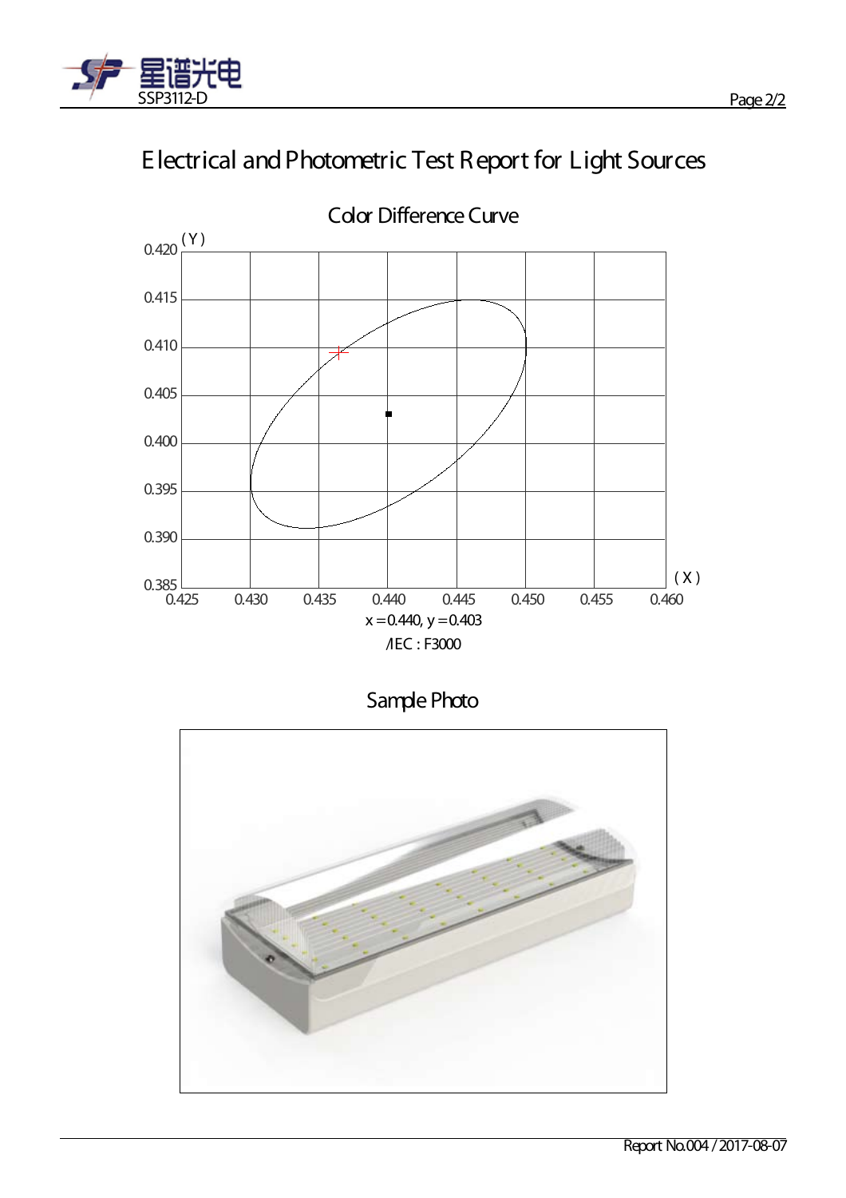# Electrical and Photometric Test Report for Light Sources

## Color Difference Curve

(Y)
0.420
0.415
0.410
0.405
0.400
0.395
0.390
0.385
0.425 0.430 0.435 0.440 0.445 0.450 0.455 0.460
(X)

x = 0.440, y = 0.403

/IEC : F3000

## Sample Photo

Report No.004 / 2017-08-07